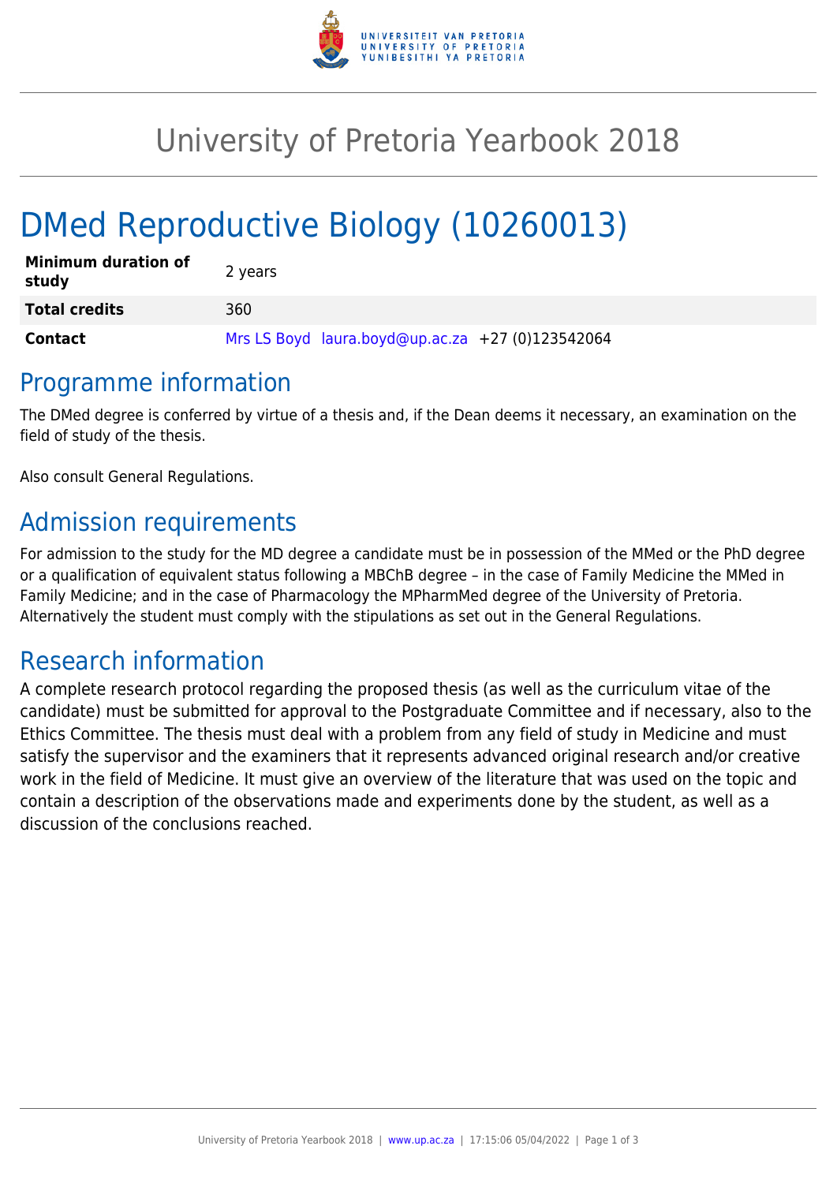# University of Pretoria Yearbook 2018

# DMed Reproductive Biology (10260013)

| | |
|---|---|
| **Minimum duration of study** | 2 years |
| **Total credits** | 360 |
| **Contact** | Mrs LS Boyd laura.boyd@up.ac.za +27 (0)123542064 |

## Programme information

The DMed degree is conferred by virtue of a thesis and, if the Dean deems it necessary, an examination on the field of study of the thesis.

Also consult General Regulations.

## Admission requirements

For admission to the study for the MD degree a candidate must be in possession of the MMed or the PhD degree or a qualification of equivalent status following a MBChB degree – in the case of Family Medicine the MMed in Family Medicine; and in the case of Pharmacology the MPharmMed degree of the University of Pretoria. Alternatively the student must comply with the stipulations as set out in the General Regulations.

## Research information

A complete research protocol regarding the proposed thesis (as well as the curriculum vitae of the candidate) must be submitted for approval to the Postgraduate Committee and if necessary, also to the Ethics Committee. The thesis must deal with a problem from any field of study in Medicine and must satisfy the supervisor and the examiners that it represents advanced original research and/or creative work in the field of Medicine. It must give an overview of the literature that was used on the topic and contain a description of the observations made and experiments done by the student, as well as a discussion of the conclusions reached.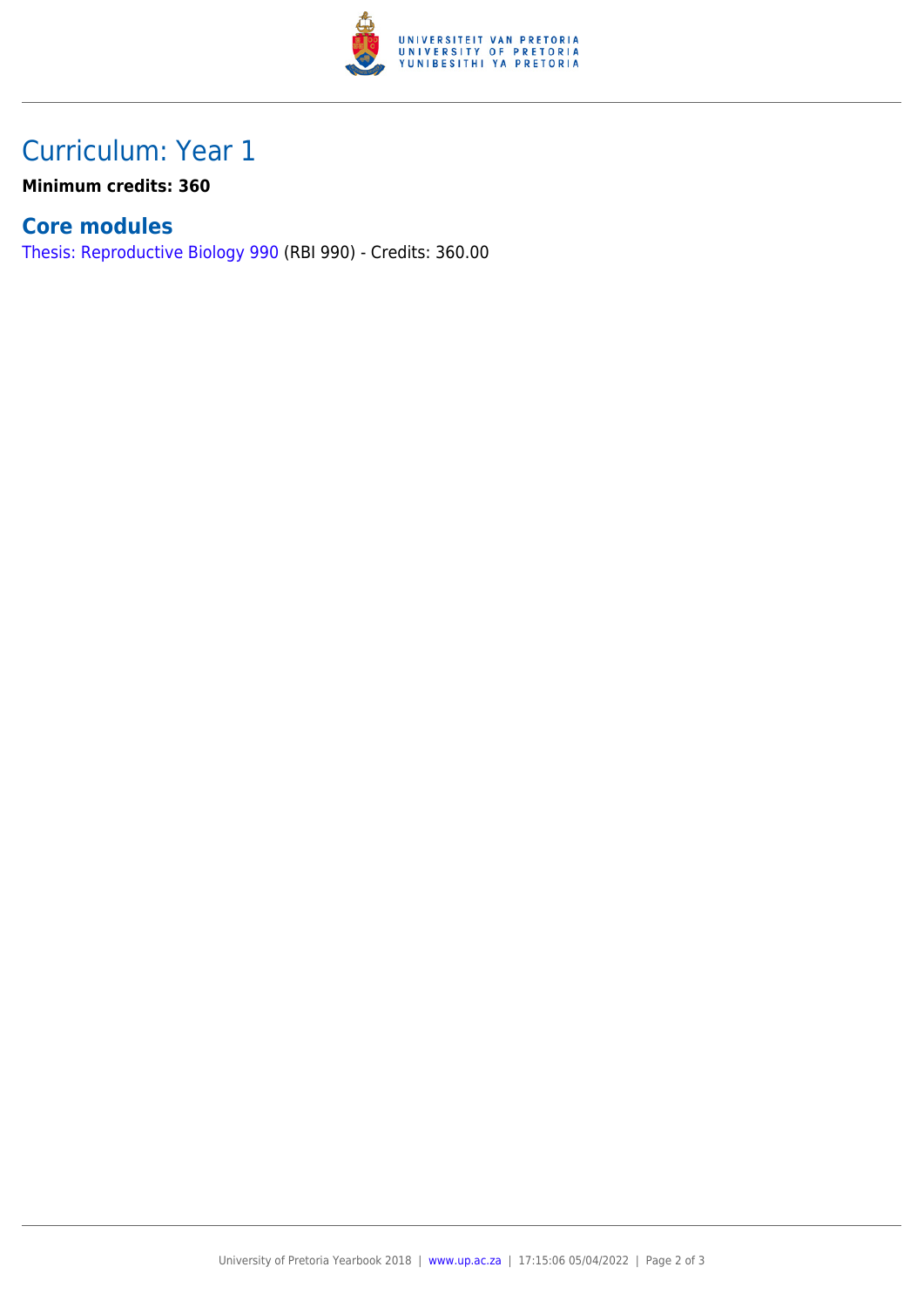## Curriculum: Year 1

**Minimum credits: 360**

### Core modules

Thesis: Reproductive Biology 990 (RBI 990) - Credits: 360.00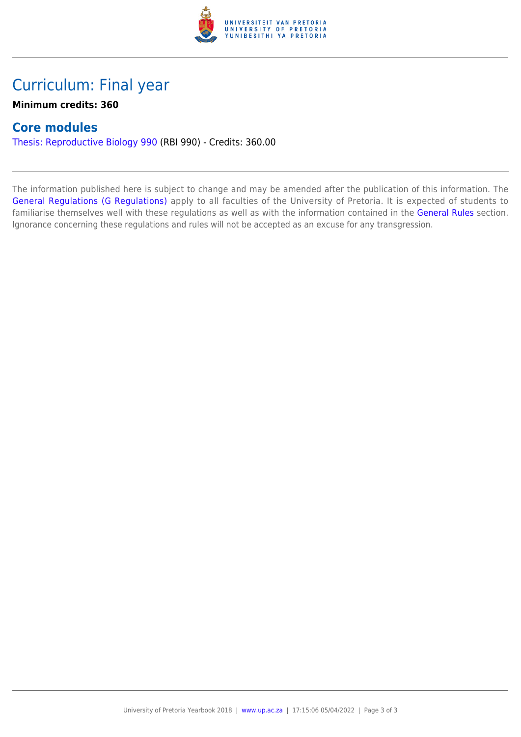## Curriculum: Final year

**Minimum credits: 360**

### Core modules

Thesis: Reproductive Biology 990 (RBI 990) - Credits: 360.00

The information published here is subject to change and may be amended after the publication of this information. The General Regulations (G Regulations) apply to all faculties of the University of Pretoria. It is expected of students to familiarise themselves well with these regulations as well as with the information contained in the General Rules section. Ignorance concerning these regulations and rules will not be accepted as an excuse for any transgression.